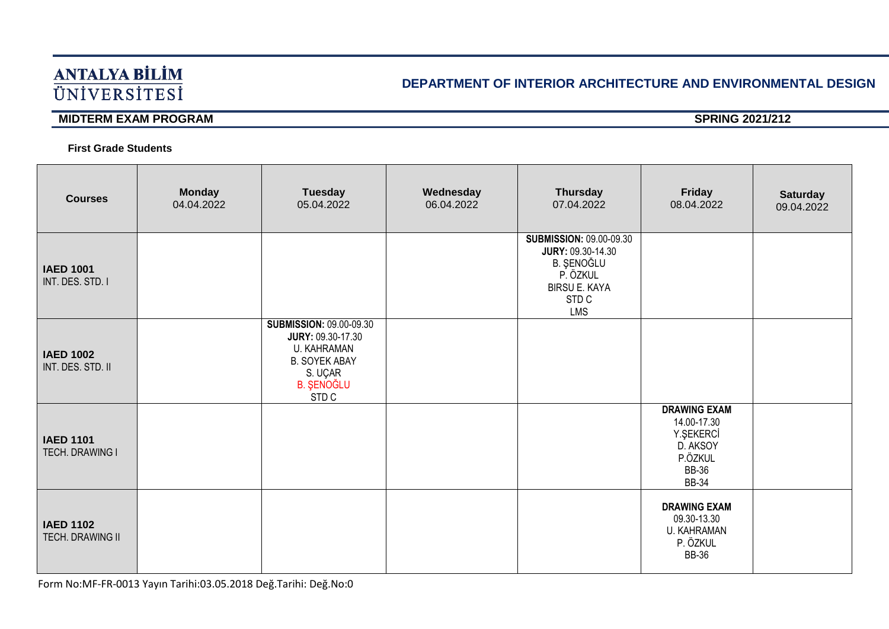**ANTALYA BİLİM ÜNİVERSİTESİ**

## DEPARTMENT OF INTERIOR ARCHITECTURE AND ENVIRONMENTAL DESIGN

**MIDTERM EXAM PROGRAM** **SPRING 2021/212**

**First Grade Students**

| **Courses** | **Monday** 04.04.2022 | **Tuesday** 05.04.2022 | **Wednesday** 06.04.2022 | **Thursday** 07.04.2022 | **Friday** 08.04.2022 | **Saturday** 09.04.2022 |
|---|---|---|---|---|---|---|
| **IAED 1001** INT. DES. STD. I | | | | **SUBMISSION:** 09.00-09.30 **JURY:** 09.30-14.30 B. ŞENOĞLU P. ÖZKUL BIRSU E. KAYA STD C LMS | | |
| **IAED 1002** INT. DES. STD. II | | **SUBMISSION:** 09.00-09.30 **JURY:** 09.30-17.30 U. KAHRAMAN B. SOYEK ABAY S. UÇAR B. ŞENOĞLU STD C | | | | |
| **IAED 1101** TECH. DRAWING I | | | | | **DRAWING EXAM** 14.00-17.30 Y.ŞEKERCİ D. AKSOY P.ÖZKUL BB-36 BB-34 | |
| **IAED 1102** TECH. DRAWING II | | | | | **DRAWING EXAM** 09.30-13.30 U. KAHRAMAN P. ÖZKUL BB-36 | |

Form No:MF-FR-0013 Yayın Tarihi:03.05.2018 Değ.Tarihi: Değ.No:0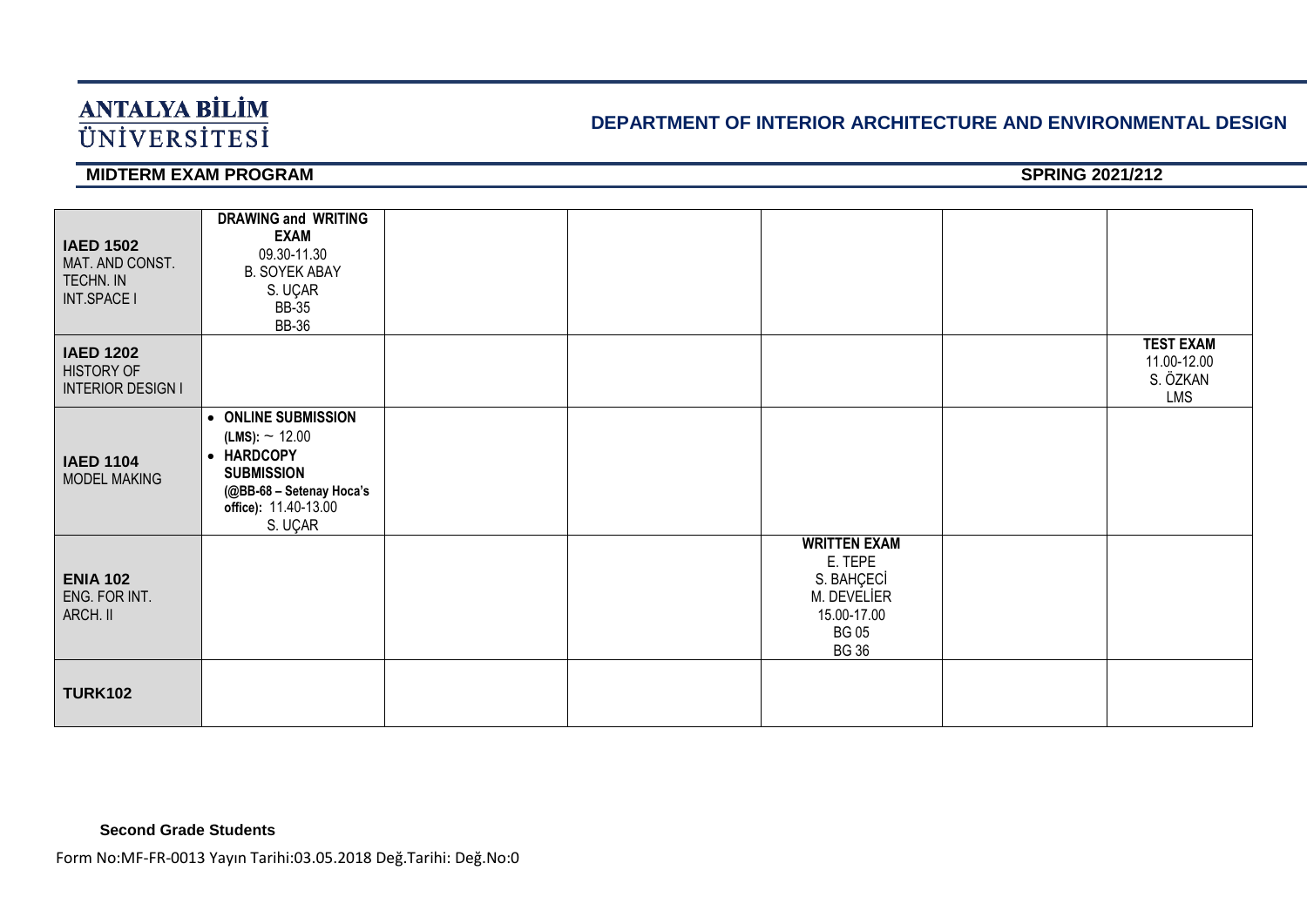**ANTALYA BİLİM ÜNİVERSİTESİ**

## DEPARTMENT OF INTERIOR ARCHITECTURE AND ENVIRONMENTAL DESIGN

**MIDTERM EXAM PROGRAM** **SPRING 2021/212**

| | | | | | | |
|---|---|---|---|---|---|---|
| **IAED 1502** MAT. AND CONST. TECHN. IN INT.SPACE I | **DRAWING and WRITING EXAM** 09.30-11.30 B. SOYEK ABAY S. UÇAR BB-35 BB-36 | | | | | |
| **IAED 1202** HISTORY OF INTERIOR DESIGN I | | | | | | **TEST EXAM** 11.00-12.00 S. ÖZKAN LMS |
| **IAED 1104** MODEL MAKING | • **ONLINE SUBMISSION (LMS):** ~ 12.00 • **HARDCOPY SUBMISSION (@BB-68 – Setenay Hoca's office):** 11.40-13.00 S. UÇAR | | | | | |
| **ENIA 102** ENG. FOR INT. ARCH. II | | | | **WRITTEN EXAM** E. TEPE S. BAHÇECİ M. DEVELİER 15.00-17.00 BG 05 BG 36 | | |
| **TURK102** | | | | | | |

**Second Grade Students**

Form No:MF-FR-0013 Yayın Tarihi:03.05.2018 Değ.Tarihi: Değ.No:0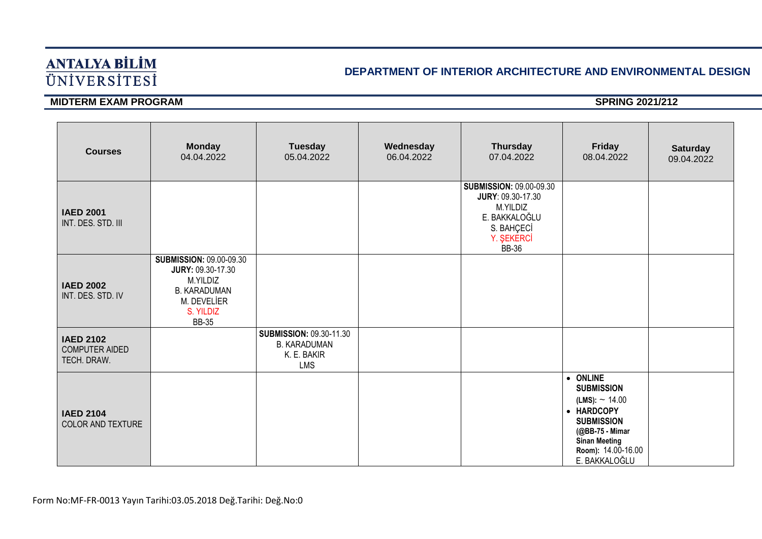ANTALYA BİLİM ÜNİVERSİTESİ

## DEPARTMENT OF INTERIOR ARCHITECTURE AND ENVIRONMENTAL DESIGN

**MIDTERM EXAM PROGRAM** **SPRING 2021/212**

| Courses | Monday 04.04.2022 | Tuesday 05.04.2022 | Wednesday 06.04.2022 | Thursday 07.04.2022 | Friday 08.04.2022 | Saturday 09.04.2022 |
|---|---|---|---|---|---|---|
| **IAED 2001** INT. DES. STD. III | | | | **SUBMISSION:** 09.00-09.30 **JURY**: 09.30-17.30 M.YILDIZ E. BAKKALOĞLU S. BAHÇECİ Y. ŞEKERCİ BB-36 | | |
| **IAED 2002** INT. DES. STD. IV | **SUBMISSION:** 09.00-09.30 **JURY:** 09.30-17.30 M.YILDIZ B. KARADUMAN M. DEVELİER S. YILDIZ BB-35 | | | | | |
| **IAED 2102** COMPUTER AIDED TECH. DRAW. | | **SUBMISSION:** 09.30-11.30 B. KARADUMAN K. E. BAKIR LMS | | | | |
| **IAED 2104** COLOR AND TEXTURE | | | | | • **ONLINE SUBMISSION (LMS):** ~ 14.00 • **HARDCOPY SUBMISSION (@BB-75 - Mimar Sinan Meeting Room):** 14.00-16.00 E. BAKKALOĞLU | |

Form No:MF-FR-0013 Yayın Tarihi:03.05.2018 Değ.Tarihi: Değ.No:0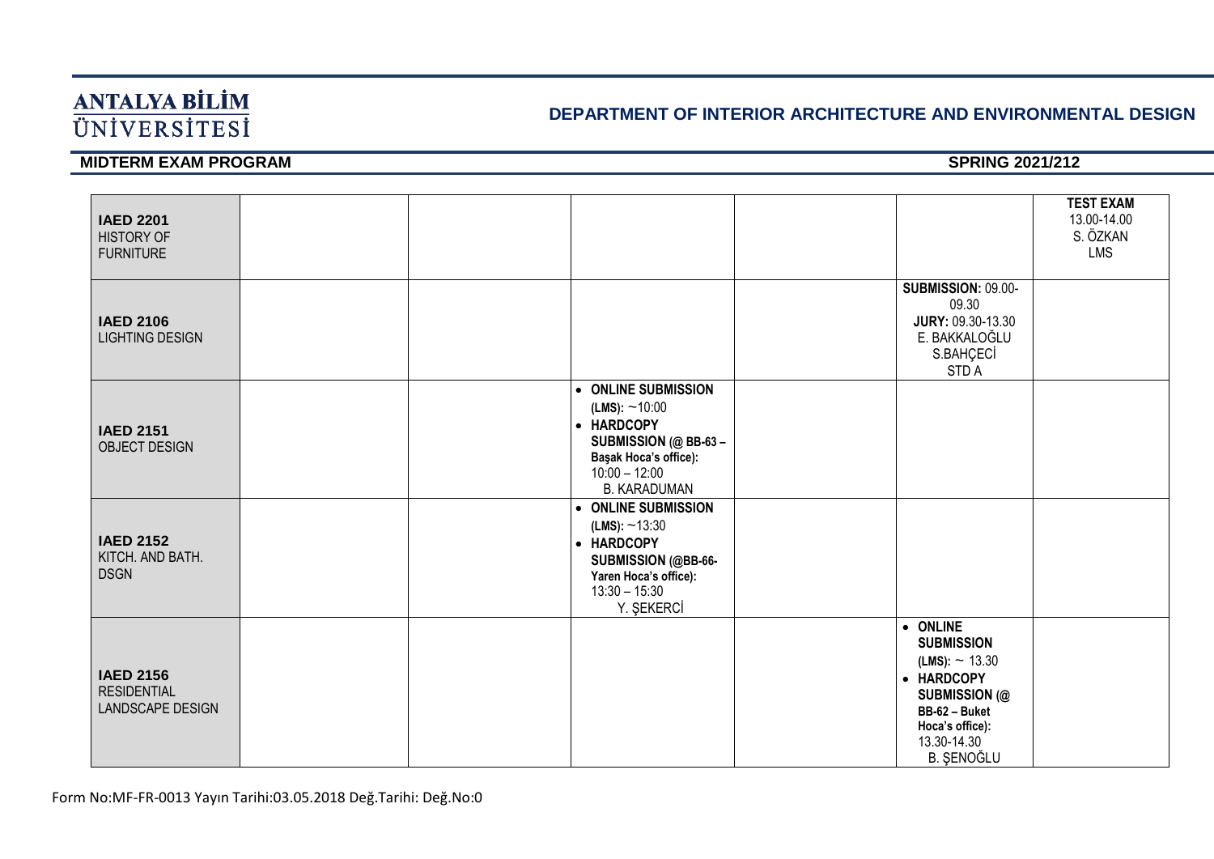# ANTALYA BİLİM ÜNİVERSİTESİ

## DEPARTMENT OF INTERIOR ARCHITECTURE AND ENVIRONMENTAL DESIGN

**MIDTERM EXAM PROGRAM** **SPRING 2021/212**

| | | | | | | |
|---|---|---|---|---|---|---|
| **IAED 2201** HISTORY OF FURNITURE | | | | | | **TEST EXAM** 13.00-14.00 S. ÖZKAN LMS |
| **IAED 2106** LIGHTING DESIGN | | | | | **SUBMISSION:** 09.00-09.30 **JURY:** 09.30-13.30 E. BAKKALOĞLU S.BAHÇECİ STD A | |
| **IAED 2151** OBJECT DESIGN | | | • **ONLINE SUBMISSION (LMS):** ~10:00 • **HARDCOPY SUBMISSION (@ BB-63 – Başak Hoca's office):** 10:00 – 12:00 B. KARADUMAN | | | |
| **IAED 2152** KITCH. AND BATH. DSGN | | | • **ONLINE SUBMISSION (LMS):** ~13:30 • **HARDCOPY SUBMISSION (@BB-66- Yaren Hoca's office):** 13:30 – 15:30 Y. ŞEKERCİ | | | |
| **IAED 2156** RESIDENTIAL LANDSCAPE DESIGN | | | | | • **ONLINE SUBMISSION (LMS):** ~ 13.30 • **HARDCOPY SUBMISSION (@ BB-62 – Buket Hoca's office):** 13.30-14.30 B. ŞENOĞLU | |

Form No:MF-FR-0013 Yayın Tarihi:03.05.2018 Değ.Tarihi: Değ.No:0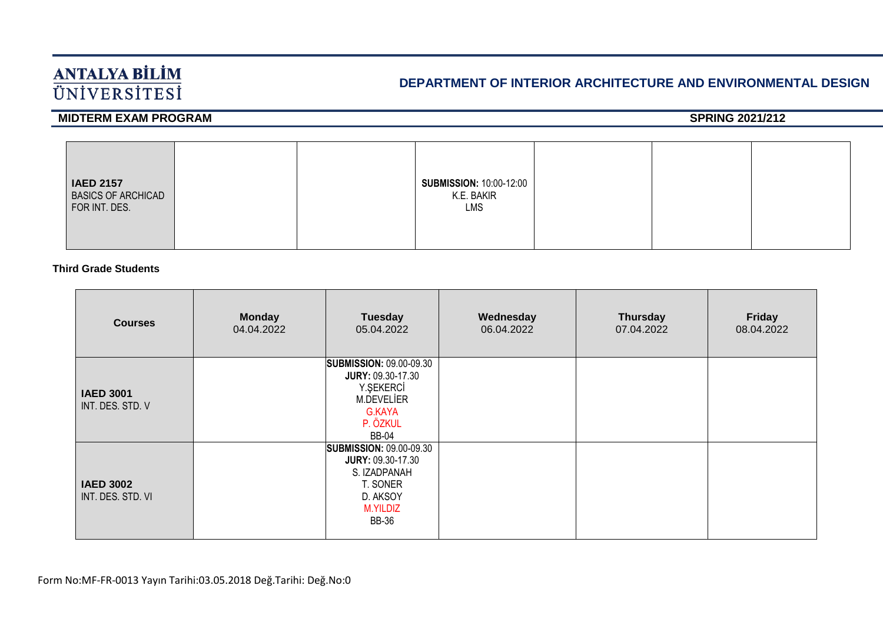| | | | | | | |
|---|---|---|---|---|---|---|
| **IAED 2157** BASICS OF ARCHICAD FOR INT. DES. | | | **SUBMISSION:** 10:00-12:00 K.E. BAKIR LMS | | | |

**Third Grade Students**

| **Courses** | **Monday** 04.04.2022 | **Tuesday** 05.04.2022 | **Wednesday** 06.04.2022 | **Thursday** 07.04.2022 | **Friday** 08.04.2022 |
|---|---|---|---|---|---|
| **IAED 3001** INT. DES. STD. V | | **SUBMISSION:** 09.00-09.30 **JURY:** 09.30-17.30 Y.ŞEKERCİ M.DEVELİER G.KAYA P. ÖZKUL BB-04 | | | |
| **IAED 3002** INT. DES. STD. VI | | **SUBMISSION:** 09.00-09.30 **JURY:** 09.30-17.30 S. IZADPANAH T. SONER D. AKSOY M.YILDIZ BB-36 | | | |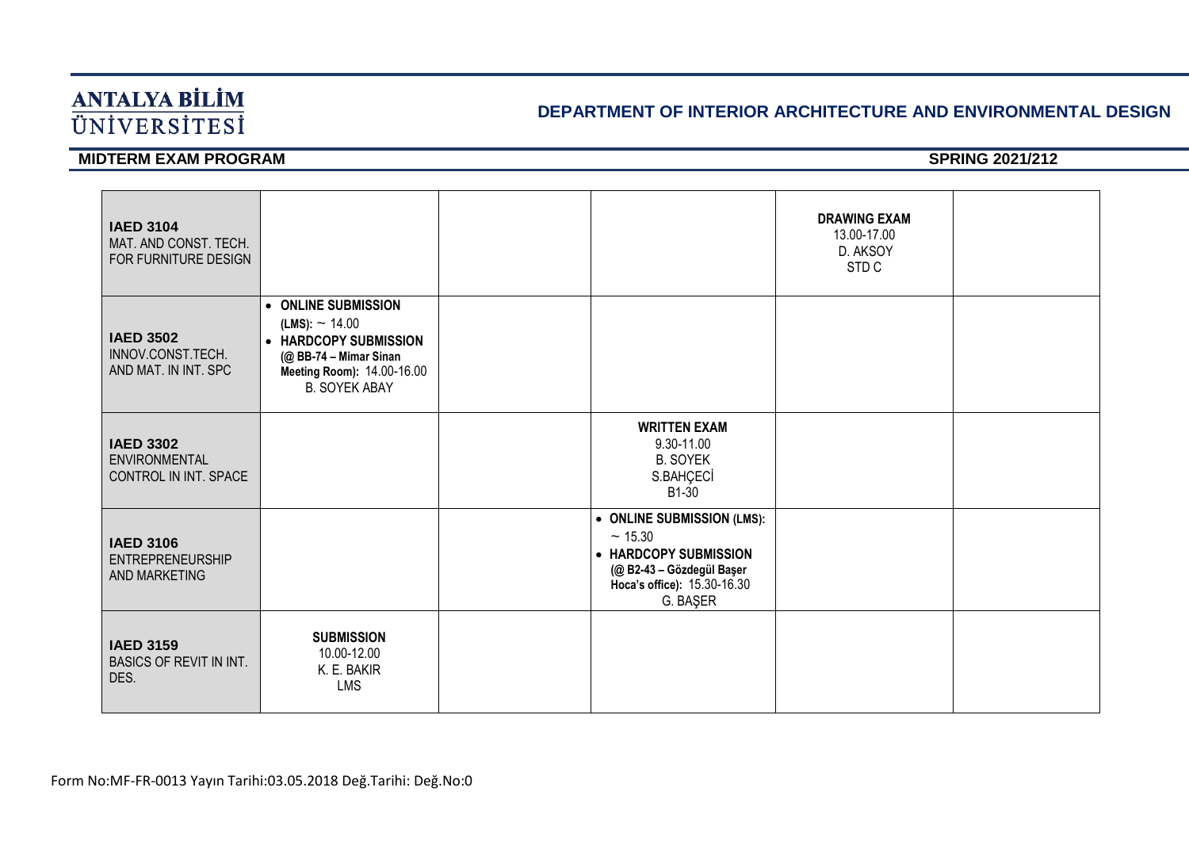**ANTALYA BİLİM ÜNİVERSİTESİ**

## DEPARTMENT OF INTERIOR ARCHITECTURE AND ENVIRONMENTAL DESIGN

**MIDTERM EXAM PROGRAM** **SPRING 2021/212**

| | | | | | |
|---|---|---|---|---|---|
| **IAED 3104** MAT. AND CONST. TECH. FOR FURNITURE DESIGN | | | | **DRAWING EXAM** 13.00-17.00 D. AKSOY STD C | |
| **IAED 3502** INNOV.CONST.TECH. AND MAT. IN INT. SPC | • **ONLINE SUBMISSION (LMS):** ~ 14.00 • **HARDCOPY SUBMISSION (@ BB-74 – Mimar Sinan Meeting Room):** 14.00-16.00 B. SOYEK ABAY | | | | |
| **IAED 3302** ENVIRONMENTAL CONTROL IN INT. SPACE | | | **WRITTEN EXAM** 9.30-11.00 B. SOYEK S.BAHÇECİ B1-30 | | |
| **IAED 3106** ENTREPRENEURSHIP AND MARKETING | | | • **ONLINE SUBMISSION (LMS):** ~ 15.30 • **HARDCOPY SUBMISSION (@ B2-43 – Gözdegül Başer Hoca's office):** 15.30-16.30 G. BAŞER | | |
| **IAED 3159** BASICS OF REVIT IN INT. DES. | **SUBMISSION** 10.00-12.00 K. E. BAKIR LMS | | | | |

Form No:MF-FR-0013 Yayın Tarihi:03.05.2018 Değ.Tarihi: Değ.No:0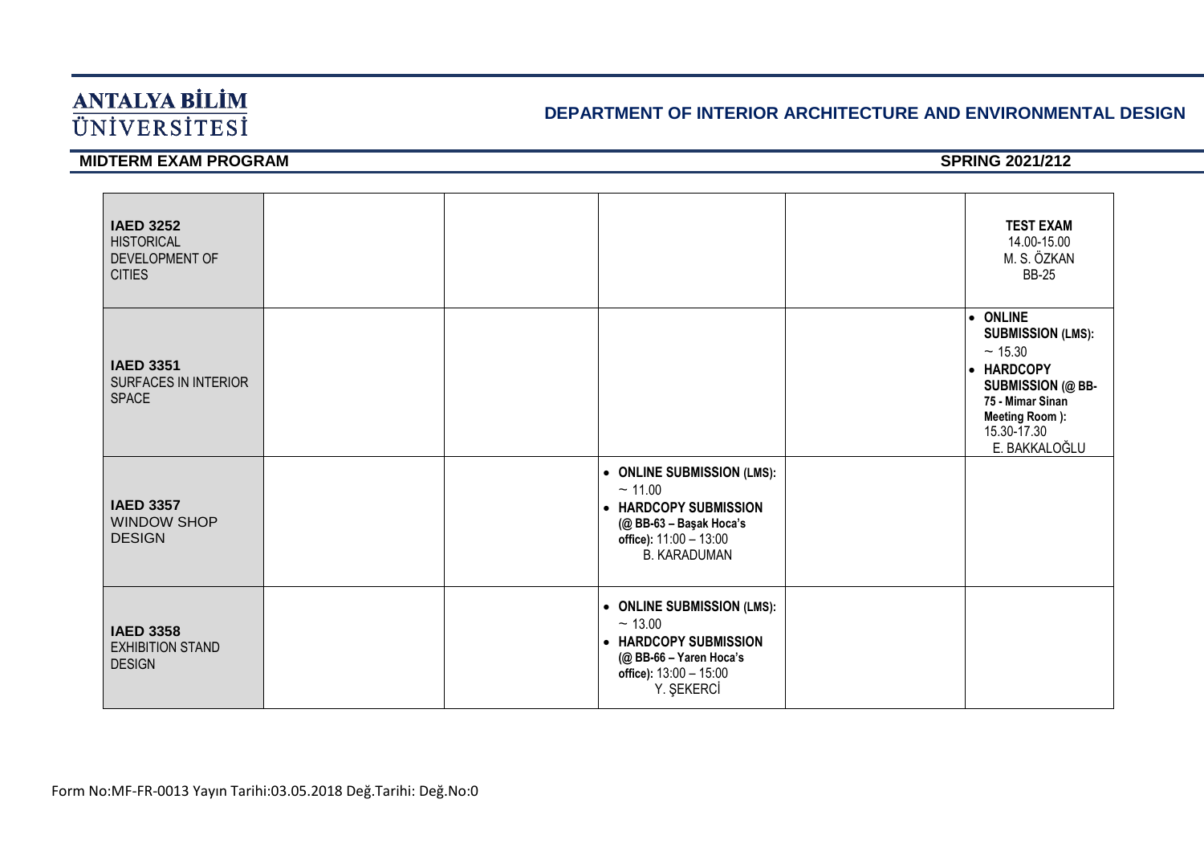**ANTALYA BİLİM ÜNİVERSİTESİ**

## DEPARTMENT OF INTERIOR ARCHITECTURE AND ENVIRONMENTAL DESIGN

**MIDTERM EXAM PROGRAM** **SPRING 2021/212**

| | | | | | |
|---|---|---|---|---|---|
| **IAED 3252** HISTORICAL DEVELOPMENT OF CITIES | | | | | **TEST EXAM** 14.00-15.00 M. S. ÖZKAN BB-25 |
| **IAED 3351** SURFACES IN INTERIOR SPACE | | | | | • **ONLINE SUBMISSION (LMS):** ~ 15.30 • **HARDCOPY SUBMISSION (@ BB-75 - Mimar Sinan Meeting Room ):** 15.30-17.30 E. BAKKALOĞLU |
| **IAED 3357** WINDOW SHOP DESIGN | | | • **ONLINE SUBMISSION (LMS):** ~ 11.00 • **HARDCOPY SUBMISSION (@ BB-63 – Başak Hoca's office):** 11:00 – 13:00 B. KARADUMAN | | |
| **IAED 3358** EXHIBITION STAND DESIGN | | | • **ONLINE SUBMISSION (LMS):** ~ 13.00 • **HARDCOPY SUBMISSION (@ BB-66 – Yaren Hoca's office):** 13:00 – 15:00 Y. ŞEKERCİ | | |

Form No:MF-FR-0013 Yayın Tarihi:03.05.2018 Değ.Tarihi: Değ.No:0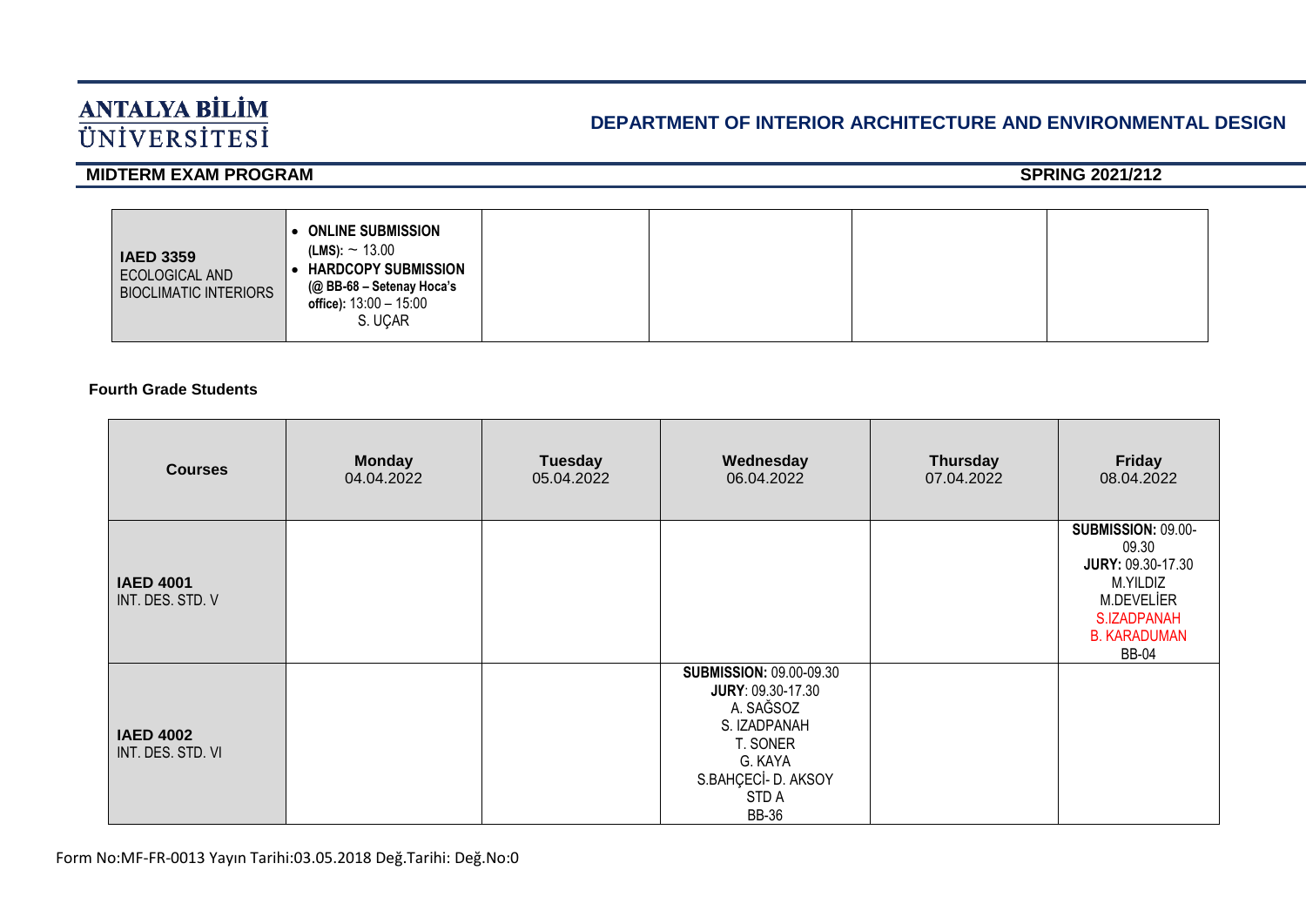**ANTALYA BİLİM ÜNİVERSİTESİ**

## DEPARTMENT OF INTERIOR ARCHITECTURE AND ENVIRONMENTAL DESIGN

**MIDTERM EXAM PROGRAM** **SPRING 2021/212**

| | | | | | |
|---|---|---|---|---|---|
| **IAED 3359** ECOLOGICAL AND BIOCLIMATIC INTERIORS | • **ONLINE SUBMISSION (LMS):** ~ 13.00 • **HARDCOPY SUBMISSION (@ BB-68 – Setenay Hoca's office):** 13:00 – 15:00 S. UÇAR | | | | |

**Fourth Grade Students**

| Courses | Monday 04.04.2022 | Tuesday 05.04.2022 | Wednesday 06.04.2022 | Thursday 07.04.2022 | Friday 08.04.2022 |
|---|---|---|---|---|---|
| **IAED 4001** INT. DES. STD. V | | | | | **SUBMISSION:** 09.00-09.30 **JURY:** 09.30-17.30 M.YILDIZ M.DEVELİER S.IZADPANAH B. KARADUMAN BB-04 |
| **IAED 4002** INT. DES. STD. VI | | | **SUBMISSION:** 09.00-09.30 **JURY**: 09.30-17.30 A. SAĞSOZ S. IZADPANAH T. SONER G. KAYA S.BAHÇECİ- D. AKSOY STD A BB-36 | | |

Form No:MF-FR-0013 Yayın Tarihi:03.05.2018 Değ.Tarihi: Değ.No:0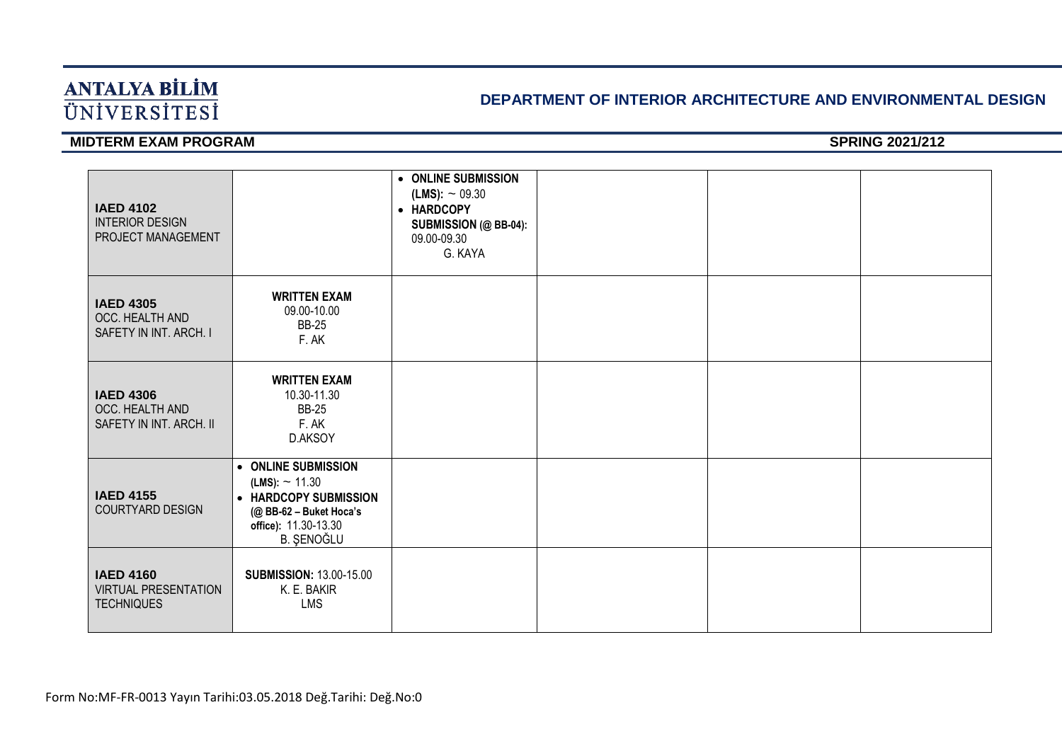**ANTALYA BİLİM ÜNİVERSİTESİ**

## DEPARTMENT OF INTERIOR ARCHITECTURE AND ENVIRONMENTAL DESIGN

**MIDTERM EXAM PROGRAM** **SPRING 2021/212**

| | | | | | |
|---|---|---|---|---|---|
| **IAED 4102** INTERIOR DESIGN PROJECT MANAGEMENT | | • **ONLINE SUBMISSION (LMS):** ~ 09.30<br>• **HARDCOPY SUBMISSION (@ BB-04):** 09.00-09.30<br>G. KAYA | | | |
| **IAED 4305** OCC. HEALTH AND SAFETY IN INT. ARCH. I | **WRITTEN EXAM**<br>09.00-10.00<br>BB-25<br>F. AK | | | | |
| **IAED 4306** OCC. HEALTH AND SAFETY IN INT. ARCH. II | **WRITTEN EXAM**<br>10.30-11.30<br>BB-25<br>F. AK<br>D.AKSOY | | | | |
| **IAED 4155** COURTYARD DESIGN | • **ONLINE SUBMISSION (LMS):** ~ 11.30<br>• **HARDCOPY SUBMISSION (@ BB-62 – Buket Hoca's office):** 11.30-13.30<br>B. ŞENOĞLU | | | | |
| **IAED 4160** VIRTUAL PRESENTATION TECHNIQUES | **SUBMISSION:** 13.00-15.00<br>K. E. BAKIR<br>LMS | | | | |

Form No:MF-FR-0013 Yayın Tarihi:03.05.2018 Değ.Tarihi: Değ.No:0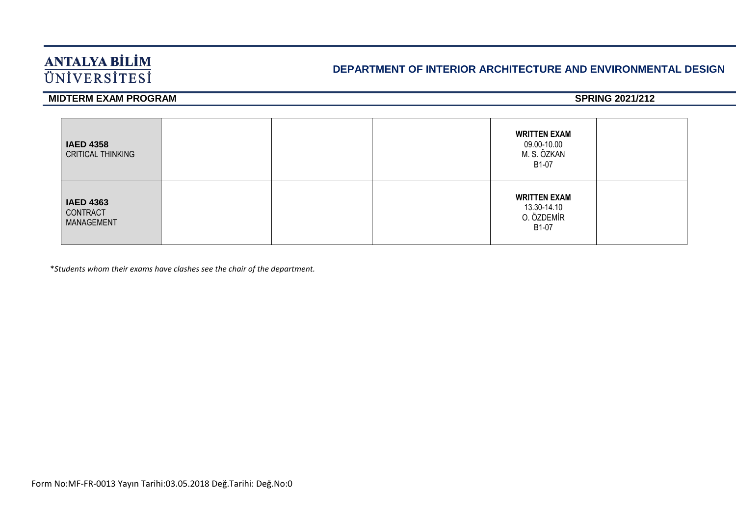ANTALYA BİLİM ÜNİVERSİTESİ

## DEPARTMENT OF INTERIOR ARCHITECTURE AND ENVIRONMENTAL DESIGN

**MIDTERM EXAM PROGRAM** **SPRING 2021/212**

| | | | | | |
|---|---|---|---|---|---|
| **IAED 4358** CRITICAL THINKING | | | | **WRITTEN EXAM** 09.00-10.00 M. S. ÖZKAN B1-07 | |
| **IAED 4363** CONTRACT MANAGEMENT | | | | **WRITTEN EXAM** 13.30-14.10 O. ÖZDEMİR B1-07 | |

*\*Students whom their exams have clashes see the chair of the department.*

Form No:MF-FR-0013 Yayın Tarihi:03.05.2018 Değ.Tarihi: Değ.No:0